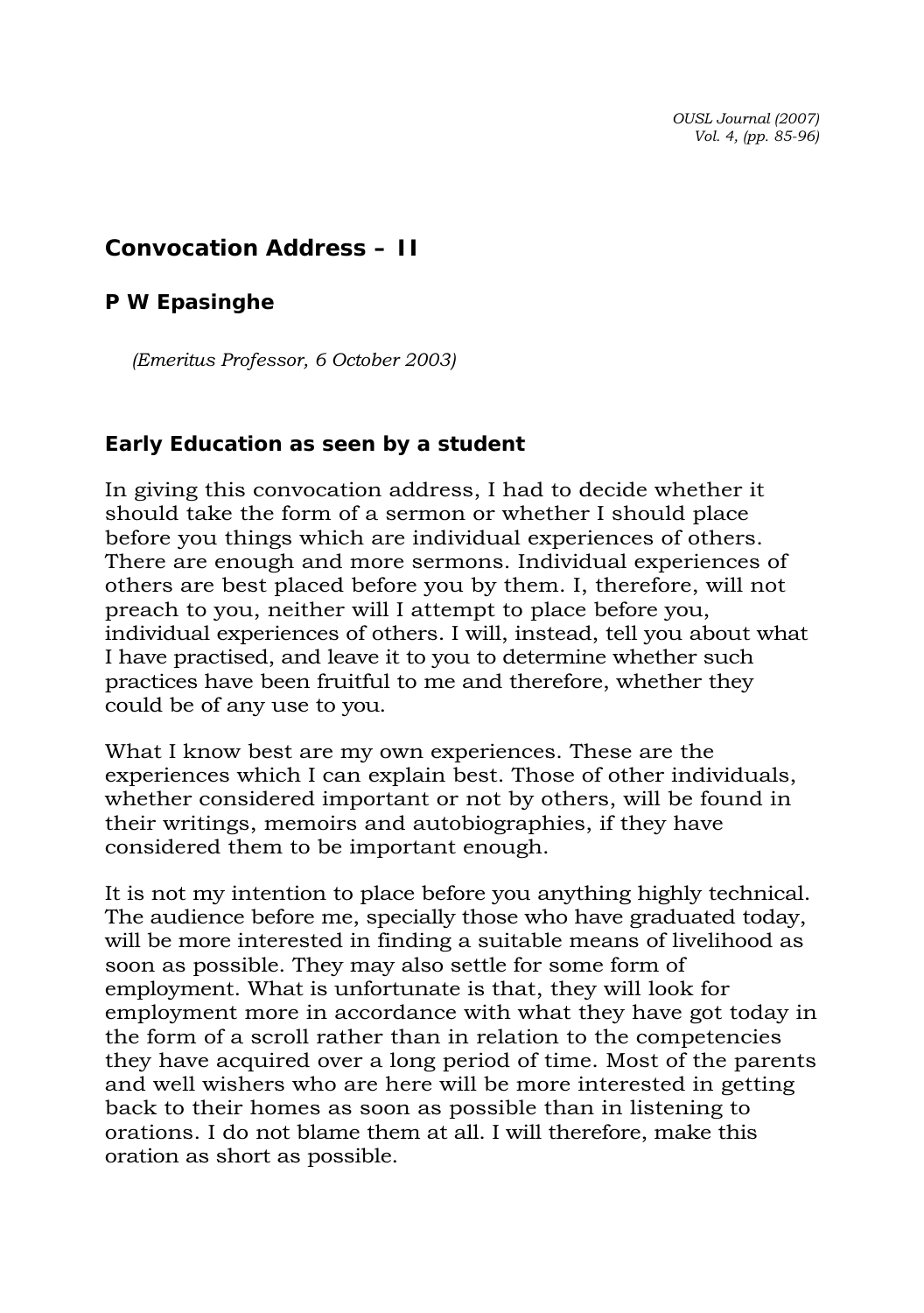## Convocation Address – II

### P W Epasinghe

*(Emeritus Professor, 6 October 2003)*

### Early Education as seen by a student

In giving this convocation address, I had to decide whether it should take the form of a sermon or whether I should place before you things which are individual experiences of others. There are enough and more sermons. Individual experiences of others are best placed before you by them. I, therefore, will not preach to you, neither will I attempt to place before you, individual experiences of others. I will, instead, tell you about what I have practised, and leave it to you to determine whether such practices have been fruitful to me and therefore, whether they could be of any use to you.

What I know best are my own experiences. These are the experiences which I can explain best. Those of other individuals, whether considered important or not by others, will be found in their writings, memoirs and autobiographies, if they have considered them to be important enough.

It is not my intention to place before you anything highly technical. The audience before me, specially those who have graduated today, will be more interested in finding a suitable means of livelihood as soon as possible. They may also settle for some form of employment. What is unfortunate is that, they will look for employment more in accordance with what they have got today in the form of a scroll rather than in relation to the competencies they have acquired over a long period of time. Most of the parents and well wishers who are here will be more interested in getting back to their homes as soon as possible than in listening to orations. I do not blame them at all. I will therefore, make this oration as short as possible.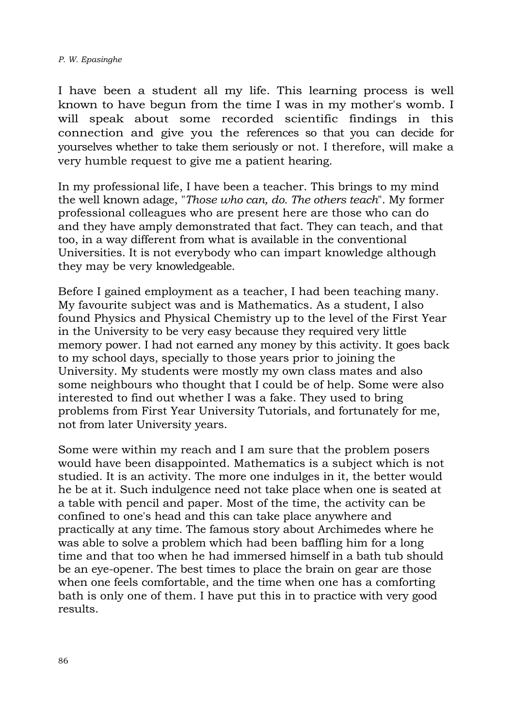I have been a student all my life. This learning process is well known to have begun from the time I was in my mother's womb. I will speak about some recorded scientific findings in this connection and give you the references so that you can decide for yourselves whether to take them seriously or not. I therefore, will make a very humble request to give me a patient hearing.

In my professional life, I have been a teacher. This brings to my mind the well known adage, "*Those who can, do. The others teach*". My former professional colleagues who are present here are those who can do and they have amply demonstrated that fact. They can teach, and that too, in a way different from what is available in the conventional Universities. It is not everybody who can impart knowledge although they may be very knowledgeable.

Before I gained employment as a teacher, I had been teaching many. My favourite subject was and is Mathematics. As a student, I also found Physics and Physical Chemistry up to the level of the First Year in the University to be very easy because they required very little memory power. I had not earned any money by this activity. It goes back to my school days, specially to those years prior to joining the University. My students were mostly my own class mates and also some neighbours who thought that I could be of help. Some were also interested to find out whether I was a fake. They used to bring problems from First Year University Tutorials, and fortunately for me, not from later University years.

Some were within my reach and I am sure that the problem posers would have been disappointed. Mathematics is a subject which is not studied. It is an activity. The more one indulges in it, the better would he be at it. Such indulgence need not take place when one is seated at a table with pencil and paper. Most of the time, the activity can be confined to one's head and this can take place anywhere and practically at any time. The famous story about Archimedes where he was able to solve a problem which had been baffling him for a long time and that too when he had immersed himself in a bath tub should be an eye-opener. The best times to place the brain on gear are those when one feels comfortable, and the time when one has a comforting bath is only one of them. I have put this in to practice with very good results.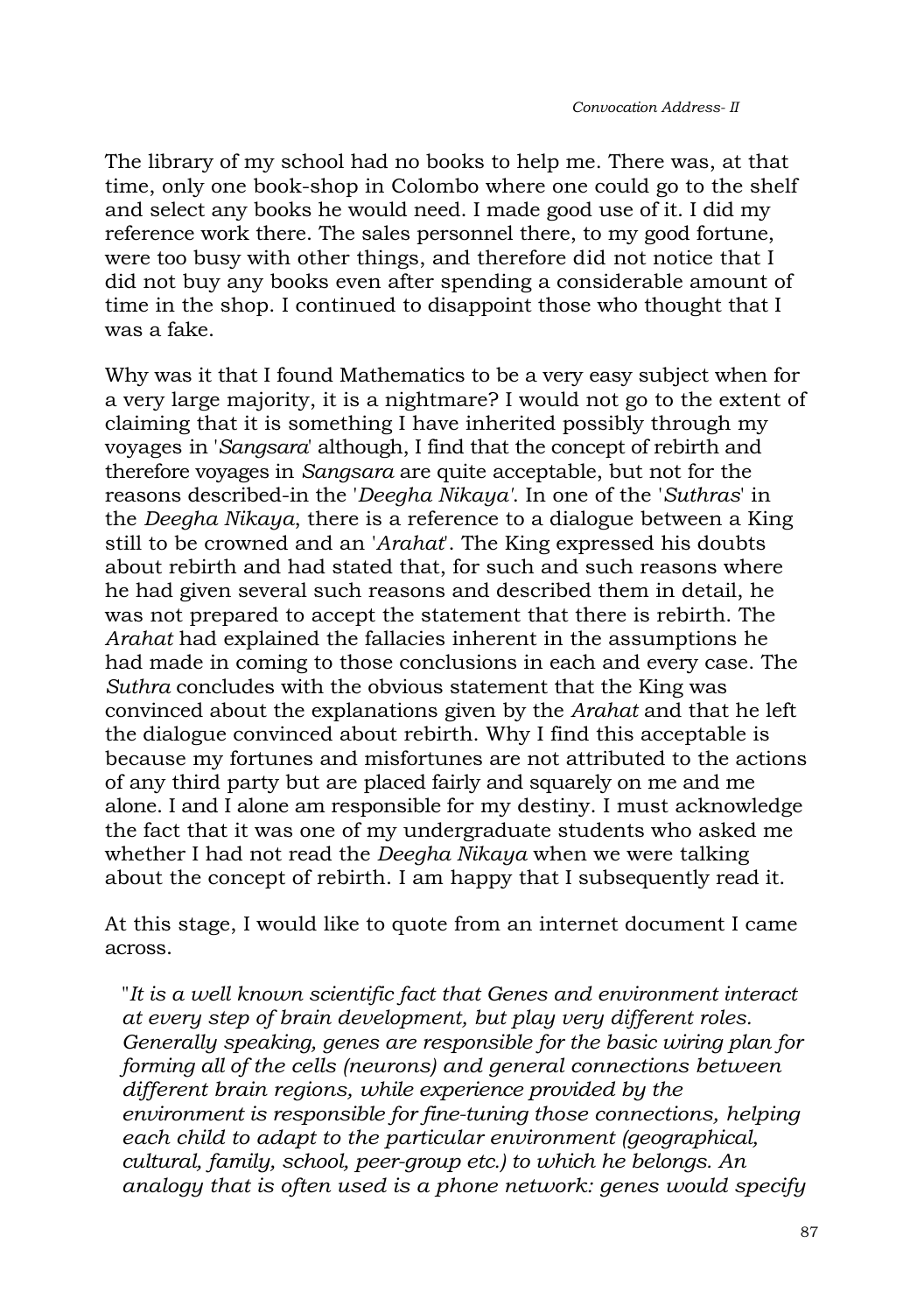The library of my school had no books to help me. There was, at that time, only one book-shop in Colombo where one could go to the shelf and select any books he would need. I made good use of it. I did my reference work there. The sales personnel there, to my good fortune, were too busy with other things, and therefore did not notice that I did not buy any books even after spending a considerable amount of time in the shop. I continued to disappoint those who thought that I was a fake.

Why was it that I found Mathematics to be a very easy subject when for a very large majority, it is a nightmare? I would not go to the extent of claiming that it is something I have inherited possibly through my voyages in '*Sangsara*' although, I find that the concept of rebirth and therefore voyages in *Sangsara* are quite acceptable, but not for the reasons described-in the '*Deegha Nikaya'*. In one of the '*Suthras*' in the *Deegha Nikaya*, there is a reference to a dialogue between a King still to be crowned and an '*Arahat*'. The King expressed his doubts about rebirth and had stated that, for such and such reasons where he had given several such reasons and described them in detail, he was not prepared to accept the statement that there is rebirth. The *Arahat* had explained the fallacies inherent in the assumptions he had made in coming to those conclusions in each and every case. The *Suthra* concludes with the obvious statement that the King was convinced about the explanations given by the *Arahat* and that he left the dialogue convinced about rebirth. Why I find this acceptable is because my fortunes and misfortunes are not attributed to the actions of any third party but are placed fairly and squarely on me and me alone. I and I alone am responsible for my destiny. I must acknowledge the fact that it was one of my undergraduate students who asked me whether I had not read the *Deegha Nikaya* when we were talking about the concept of rebirth. I am happy that I subsequently read it.

At this stage, I would like to quote from an internet document I came across.

> "*It is a well known scientific fact that Genes and environment interact at every step of brain development, but play very different roles. Generally speaking, genes are responsible for the basic wiring plan for forming all of the cells (neurons) and general connections between different brain regions, while experience provided by the environment is responsible for fine-tuning those connections, helping each child to adapt to the particular environment (geographical, cultural, family, school, peer-group etc.) to which he belongs. An analogy that is often used is a phone network: genes would specify*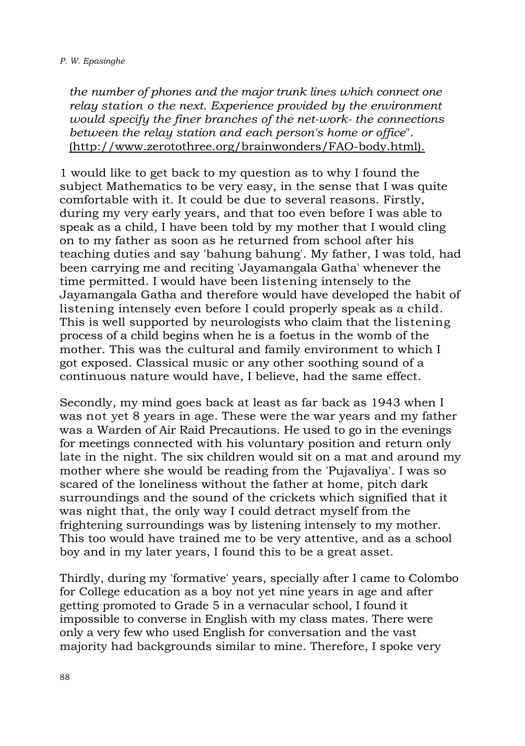*the number of phones and the major trunk lines which connect one relay station o the next. Experience provided by the environment would specify the finer branches of the net-work- the connections between the relay station and each person's home or office*". (http://www.zerotothree.org/brainwonders/FAO-body.html).

1 would like to get back to my question as to why I found the subject Mathematics to be very easy, in the sense that I was quite comfortable with it. It could be due to several reasons. Firstly, during my very early years, and that too even before I was able to speak as a child, I have been told by my mother that I would cling on to my father as soon as he returned from school after his teaching duties and say 'bahung bahung'. My father, I was told, had been carrying me and reciting 'Jayamangala Gatha' whenever the time permitted. I would have been listening intensely to the Jayamangala Gatha and therefore would have developed the habit of listening intensely even before I could properly speak as a child. This is well supported by neurologists who claim that the listening process of a child begins when he is a foetus in the womb of the mother. This was the cultural and family environment to which I got exposed. Classical music or any other soothing sound of a continuous nature would have, I believe, had the same effect.

Secondly, my mind goes back at least as far back as 1943 when I was not yet 8 years in age. These were the war years and my father was a Warden of Air Raid Precautions. He used to go in the evenings for meetings connected with his voluntary position and return only late in the night. The six children would sit on a mat and around my mother where she would be reading from the 'Pujavaliya'. I was so scared of the loneliness without the father at home, pitch dark surroundings and the sound of the crickets which signified that it was night that, the only way I could detract myself from the frightening surroundings was by listening intensely to my mother. This too would have trained me to be very attentive, and as a school boy and in my later years, I found this to be a great asset.

Thirdly, during my 'formative' years, specially after I came to Colombo for College education as a boy not yet nine years in age and after getting promoted to Grade 5 in a vernacular school, I found it impossible to converse in English with my class mates. There were only a very few who used English for conversation and the vast majority had backgrounds similar to mine. Therefore, I spoke very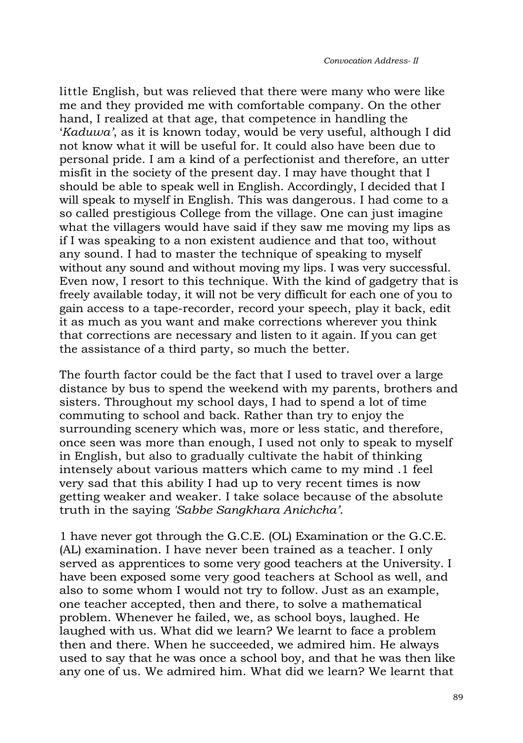little English, but was relieved that there were many who were like me and they provided me with comfortable company. On the other hand, I realized at that age, that competence in handling the '*Kaduwa'*, as it is known today, would be very useful, although I did not know what it will be useful for. It could also have been due to personal pride. I am a kind of a perfectionist and therefore, an utter misfit in the society of the present day. I may have thought that I should be able to speak well in English. Accordingly, I decided that I will speak to myself in English. This was dangerous. I had come to a so called prestigious College from the village. One can just imagine what the villagers would have said if they saw me moving my lips as if I was speaking to a non existent audience and that too, without any sound. I had to master the technique of speaking to myself without any sound and without moving my lips. I was very successful. Even now, I resort to this technique. With the kind of gadgetry that is freely available today, it will not be very difficult for each one of you to gain access to a tape-recorder, record your speech, play it back, edit it as much as you want and make corrections wherever you think that corrections are necessary and listen to it again. If you can get the assistance of a third party, so much the better.

The fourth factor could be the fact that I used to travel over a large distance by bus to spend the weekend with my parents, brothers and sisters. Throughout my school days, I had to spend a lot of time commuting to school and back. Rather than try to enjoy the surrounding scenery which was, more or less static, and therefore, once seen was more than enough, I used not only to speak to myself in English, but also to gradually cultivate the habit of thinking intensely about various matters which came to my mind .1 feel very sad that this ability I had up to very recent times is now getting weaker and weaker. I take solace because of the absolute truth in the saying *'Sabbe Sangkhara Anichcha'*.

1 have never got through the G.C.E. (OL) Examination or the G.C.E. (AL) examination. I have never been trained as a teacher. I only served as apprentices to some very good teachers at the University. I have been exposed some very good teachers at School as well, and also to some whom I would not try to follow. Just as an example, one teacher accepted, then and there, to solve a mathematical problem. Whenever he failed, we, as school boys, laughed. He laughed with us. What did we learn? We learnt to face a problem then and there. When he succeeded, we admired him. He always used to say that he was once a school boy, and that he was then like any one of us. We admired him. What did we learn? We learnt that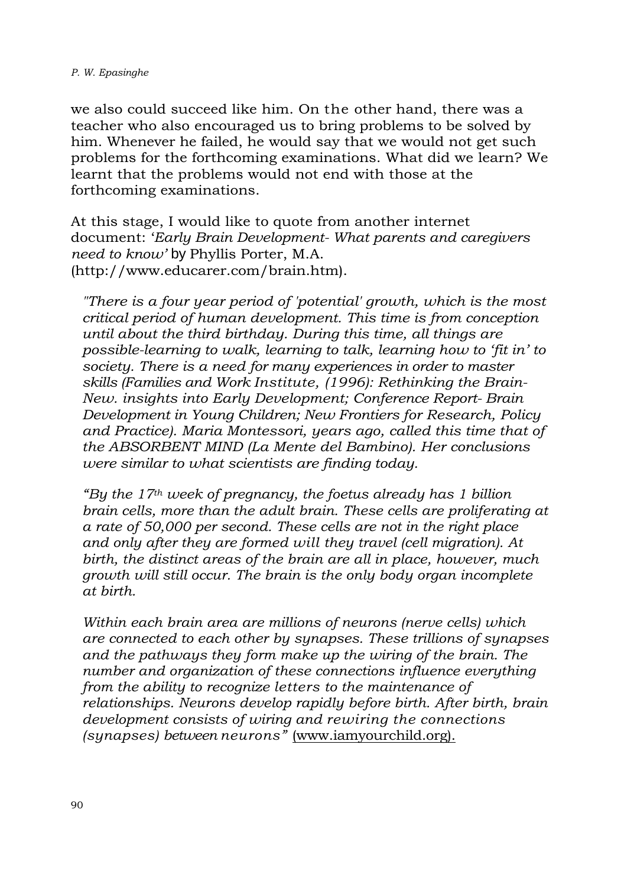we also could succeed like him. On the other hand, there was a teacher who also encouraged us to bring problems to be solved by him. Whenever he failed, he would say that we would not get such problems for the forthcoming examinations. What did we learn? We learnt that the problems would not end with those at the forthcoming examinations.

At this stage, I would like to quote from another internet document: '*Early Brain Development- What parents and caregivers need to know'* by Phyllis Porter, M.A. (http://www.educarer.com/brain.htm).

> *"There is a four year period of 'potential' growth, which is the most critical period of human development. This time is from conception until about the third birthday. During this time, all things are possible-learning to walk, learning to talk, learning how to 'fit in' to society. There is a need for many experiences in order to master skills (Families and Work Institute, (1996): Rethinking the Brain- New. insights into Early Development; Conference Report- Brain Development in Young Children; New Frontiers for Research, Policy and Practice). Maria Montessori, years ago, called this time that of the ABSORBENT MIND (La Mente del Bambino). Her conclusions were similar to what scientists are finding today.*
>
> *"By the 17th week of pregnancy, the foetus already has 1 billion brain cells, more than the adult brain. These cells are proliferating at a rate of 50,000 per second. These cells are not in the right place and only after they are formed will they travel (cell migration). At birth, the distinct areas of the brain are all in place, however, much growth will still occur. The brain is the only body organ incomplete at birth.*
>
> *Within each brain area are millions of neurons (nerve cells) which are connected to each other by synapses. These trillions of synapses and the pathways they form make up the wiring of the brain. The number and organization of these connections influence everything from the ability to recognize letters to the maintenance of relationships. Neurons develop rapidly before birth. After birth, brain development consists of wiring and rewiring the connections (synapses) between neurons"* (www.iamyourchild.org).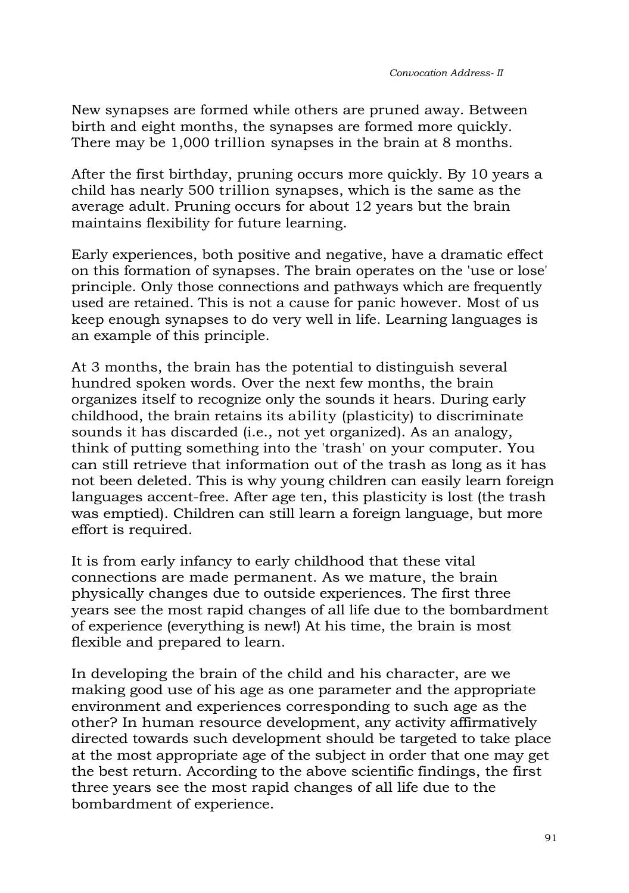New synapses are formed while others are pruned away. Between birth and eight months, the synapses are formed more quickly. There may be 1,000 trillion synapses in the brain at 8 months.

After the first birthday, pruning occurs more quickly. By 10 years a child has nearly 500 trillion synapses, which is the same as the average adult. Pruning occurs for about 12 years but the brain maintains flexibility for future learning.

Early experiences, both positive and negative, have a dramatic effect on this formation of synapses. The brain operates on the 'use or lose' principle. Only those connections and pathways which are frequently used are retained. This is not a cause for panic however. Most of us keep enough synapses to do very well in life. Learning languages is an example of this principle.

At 3 months, the brain has the potential to distinguish several hundred spoken words. Over the next few months, the brain organizes itself to recognize only the sounds it hears. During early childhood, the brain retains its ability (plasticity) to discriminate sounds it has discarded (i.e., not yet organized). As an analogy, think of putting something into the 'trash' on your computer. You can still retrieve that information out of the trash as long as it has not been deleted. This is why young children can easily learn foreign languages accent-free. After age ten, this plasticity is lost (the trash was emptied). Children can still learn a foreign language, but more effort is required.

It is from early infancy to early childhood that these vital connections are made permanent. As we mature, the brain physically changes due to outside experiences. The first three years see the most rapid changes of all life due to the bombardment of experience (everything is new!) At his time, the brain is most flexible and prepared to learn.

In developing the brain of the child and his character, are we making good use of his age as one parameter and the appropriate environment and experiences corresponding to such age as the other? In human resource development, any activity affirmatively directed towards such development should be targeted to take place at the most appropriate age of the subject in order that one may get the best return. According to the above scientific findings, the first three years see the most rapid changes of all life due to the bombardment of experience.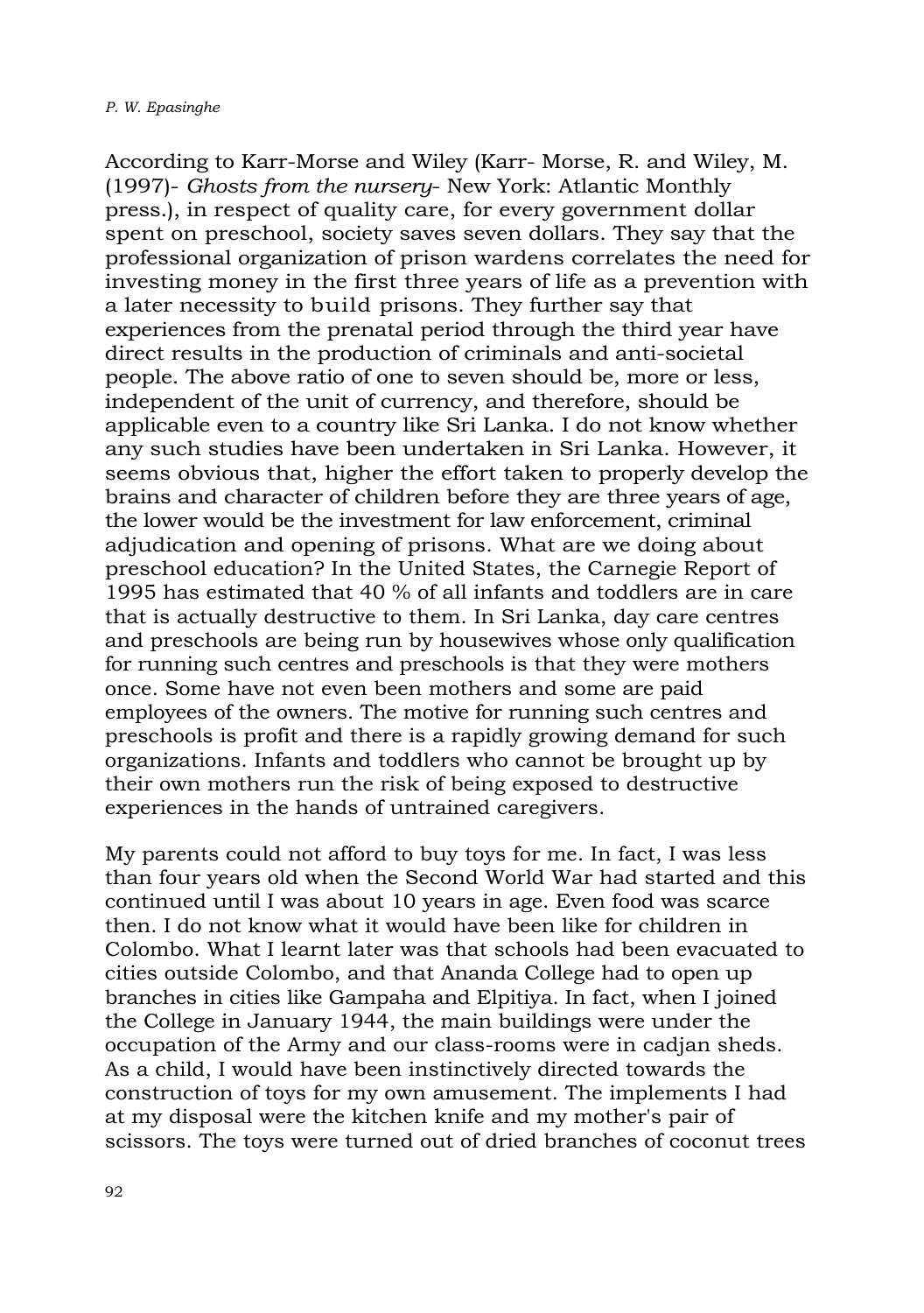According to Karr-Morse and Wiley (Karr- Morse, R. and Wiley, M. (1997)- *Ghosts from the nursery*- New York: Atlantic Monthly press.), in respect of quality care, for every government dollar spent on preschool, society saves seven dollars. They say that the professional organization of prison wardens correlates the need for investing money in the first three years of life as a prevention with a later necessity to build prisons. They further say that experiences from the prenatal period through the third year have direct results in the production of criminals and anti-societal people. The above ratio of one to seven should be, more or less, independent of the unit of currency, and therefore, should be applicable even to a country like Sri Lanka. I do not know whether any such studies have been undertaken in Sri Lanka. However, it seems obvious that, higher the effort taken to properly develop the brains and character of children before they are three years of age, the lower would be the investment for law enforcement, criminal adjudication and opening of prisons. What are we doing about preschool education? In the United States, the Carnegie Report of 1995 has estimated that 40 % of all infants and toddlers are in care that is actually destructive to them. In Sri Lanka, day care centres and preschools are being run by housewives whose only qualification for running such centres and preschools is that they were mothers once. Some have not even been mothers and some are paid employees of the owners. The motive for running such centres and preschools is profit and there is a rapidly growing demand for such organizations. Infants and toddlers who cannot be brought up by their own mothers run the risk of being exposed to destructive experiences in the hands of untrained caregivers.

My parents could not afford to buy toys for me. In fact, I was less than four years old when the Second World War had started and this continued until I was about 10 years in age. Even food was scarce then. I do not know what it would have been like for children in Colombo. What I learnt later was that schools had been evacuated to cities outside Colombo, and that Ananda College had to open up branches in cities like Gampaha and Elpitiya. In fact, when I joined the College in January 1944, the main buildings were under the occupation of the Army and our class-rooms were in cadjan sheds. As a child, I would have been instinctively directed towards the construction of toys for my own amusement. The implements I had at my disposal were the kitchen knife and my mother's pair of scissors. The toys were turned out of dried branches of coconut trees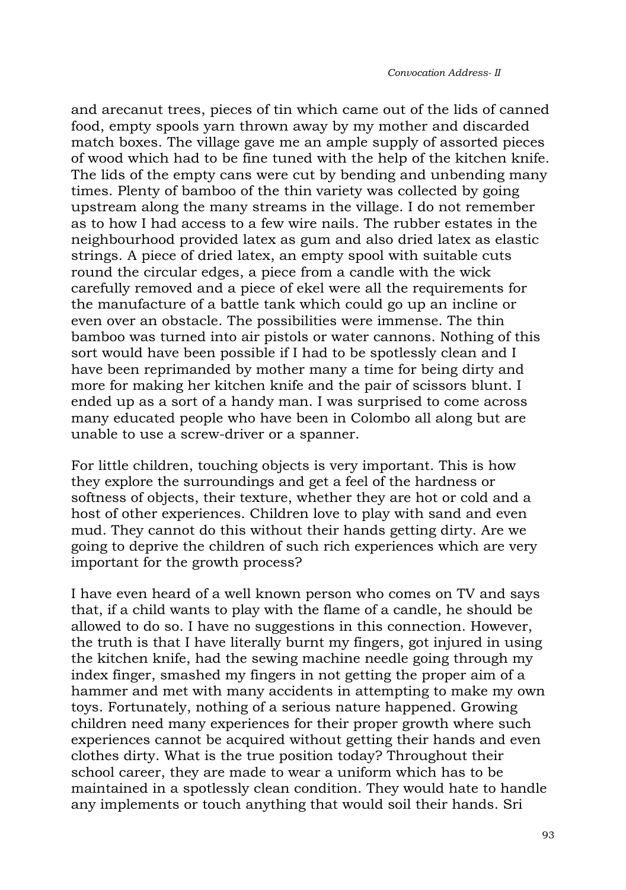and arecanut trees, pieces of tin which came out of the lids of canned food, empty spools yarn thrown away by my mother and discarded match boxes. The village gave me an ample supply of assorted pieces of wood which had to be fine tuned with the help of the kitchen knife. The lids of the empty cans were cut by bending and unbending many times. Plenty of bamboo of the thin variety was collected by going upstream along the many streams in the village. I do not remember as to how I had access to a few wire nails. The rubber estates in the neighbourhood provided latex as gum and also dried latex as elastic strings. A piece of dried latex, an empty spool with suitable cuts round the circular edges, a piece from a candle with the wick carefully removed and a piece of ekel were all the requirements for the manufacture of a battle tank which could go up an incline or even over an obstacle. The possibilities were immense. The thin bamboo was turned into air pistols or water cannons. Nothing of this sort would have been possible if I had to be spotlessly clean and I have been reprimanded by mother many a time for being dirty and more for making her kitchen knife and the pair of scissors blunt. I ended up as a sort of a handy man. I was surprised to come across many educated people who have been in Colombo all along but are unable to use a screw-driver or a spanner.

For little children, touching objects is very important. This is how they explore the surroundings and get a feel of the hardness or softness of objects, their texture, whether they are hot or cold and a host of other experiences. Children love to play with sand and even mud. They cannot do this without their hands getting dirty. Are we going to deprive the children of such rich experiences which are very important for the growth process?

I have even heard of a well known person who comes on TV and says that, if a child wants to play with the flame of a candle, he should be allowed to do so. I have no suggestions in this connection. However, the truth is that I have literally burnt my fingers, got injured in using the kitchen knife, had the sewing machine needle going through my index finger, smashed my fingers in not getting the proper aim of a hammer and met with many accidents in attempting to make my own toys. Fortunately, nothing of a serious nature happened. Growing children need many experiences for their proper growth where such experiences cannot be acquired without getting their hands and even clothes dirty. What is the true position today? Throughout their school career, they are made to wear a uniform which has to be maintained in a spotlessly clean condition. They would hate to handle any implements or touch anything that would soil their hands. Sri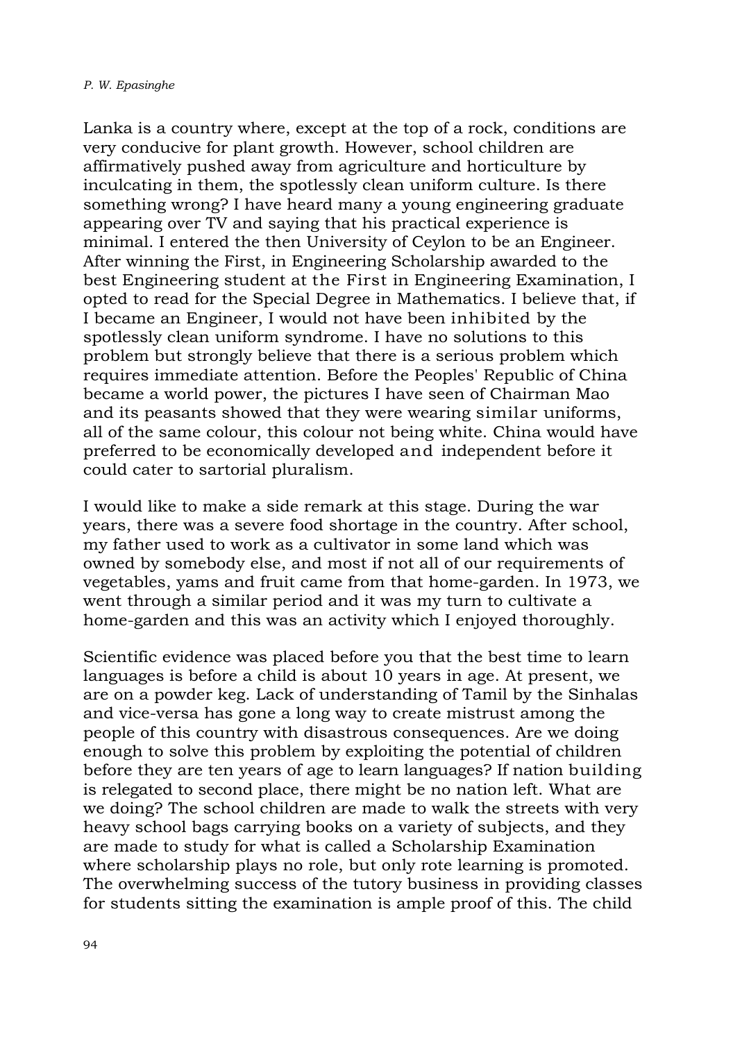Lanka is a country where, except at the top of a rock, conditions are very conducive for plant growth. However, school children are affirmatively pushed away from agriculture and horticulture by inculcating in them, the spotlessly clean uniform culture. Is there something wrong? I have heard many a young engineering graduate appearing over TV and saying that his practical experience is minimal. I entered the then University of Ceylon to be an Engineer. After winning the First, in Engineering Scholarship awarded to the best Engineering student at the First in Engineering Examination, I opted to read for the Special Degree in Mathematics. I believe that, if I became an Engineer, I would not have been inhibited by the spotlessly clean uniform syndrome. I have no solutions to this problem but strongly believe that there is a serious problem which requires immediate attention. Before the Peoples' Republic of China became a world power, the pictures I have seen of Chairman Mao and its peasants showed that they were wearing similar uniforms, all of the same colour, this colour not being white. China would have preferred to be economically developed and independent before it could cater to sartorial pluralism.

I would like to make a side remark at this stage. During the war years, there was a severe food shortage in the country. After school, my father used to work as a cultivator in some land which was owned by somebody else, and most if not all of our requirements of vegetables, yams and fruit came from that home-garden. In 1973, we went through a similar period and it was my turn to cultivate a home-garden and this was an activity which I enjoyed thoroughly.

Scientific evidence was placed before you that the best time to learn languages is before a child is about 10 years in age. At present, we are on a powder keg. Lack of understanding of Tamil by the Sinhalas and vice-versa has gone a long way to create mistrust among the people of this country with disastrous consequences. Are we doing enough to solve this problem by exploiting the potential of children before they are ten years of age to learn languages? If nation building is relegated to second place, there might be no nation left. What are we doing? The school children are made to walk the streets with very heavy school bags carrying books on a variety of subjects, and they are made to study for what is called a Scholarship Examination where scholarship plays no role, but only rote learning is promoted. The overwhelming success of the tutory business in providing classes for students sitting the examination is ample proof of this. The child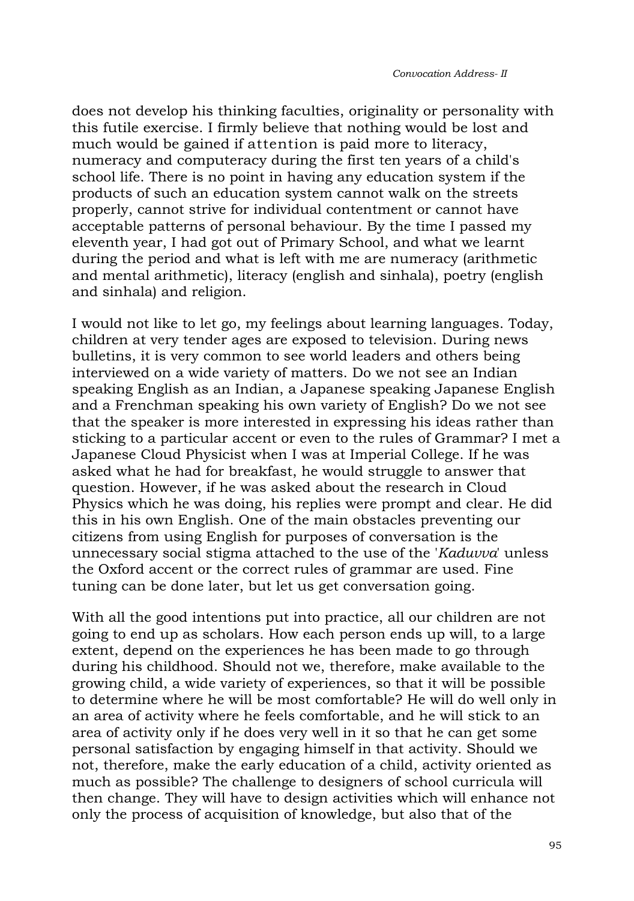does not develop his thinking faculties, originality or personality with this futile exercise. I firmly believe that nothing would be lost and much would be gained if attention is paid more to literacy, numeracy and computeracy during the first ten years of a child's school life. There is no point in having any education system if the products of such an education system cannot walk on the streets properly, cannot strive for individual contentment or cannot have acceptable patterns of personal behaviour. By the time I passed my eleventh year, I had got out of Primary School, and what we learnt during the period and what is left with me are numeracy (arithmetic and mental arithmetic), literacy (english and sinhala), poetry (english and sinhala) and religion.

I would not like to let go, my feelings about learning languages. Today, children at very tender ages are exposed to television. During news bulletins, it is very common to see world leaders and others being interviewed on a wide variety of matters. Do we not see an Indian speaking English as an Indian, a Japanese speaking Japanese English and a Frenchman speaking his own variety of English? Do we not see that the speaker is more interested in expressing his ideas rather than sticking to a particular accent or even to the rules of Grammar? I met a Japanese Cloud Physicist when I was at Imperial College. If he was asked what he had for breakfast, he would struggle to answer that question. However, if he was asked about the research in Cloud Physics which he was doing, his replies were prompt and clear. He did this in his own English. One of the main obstacles preventing our citizens from using English for purposes of conversation is the unnecessary social stigma attached to the use of the '*Kaduvva*' unless the Oxford accent or the correct rules of grammar are used. Fine tuning can be done later, but let us get conversation going.

With all the good intentions put into practice, all our children are not going to end up as scholars. How each person ends up will, to a large extent, depend on the experiences he has been made to go through during his childhood. Should not we, therefore, make available to the growing child, a wide variety of experiences, so that it will be possible to determine where he will be most comfortable? He will do well only in an area of activity where he feels comfortable, and he will stick to an area of activity only if he does very well in it so that he can get some personal satisfaction by engaging himself in that activity. Should we not, therefore, make the early education of a child, activity oriented as much as possible? The challenge to designers of school curricula will then change. They will have to design activities which will enhance not only the process of acquisition of knowledge, but also that of the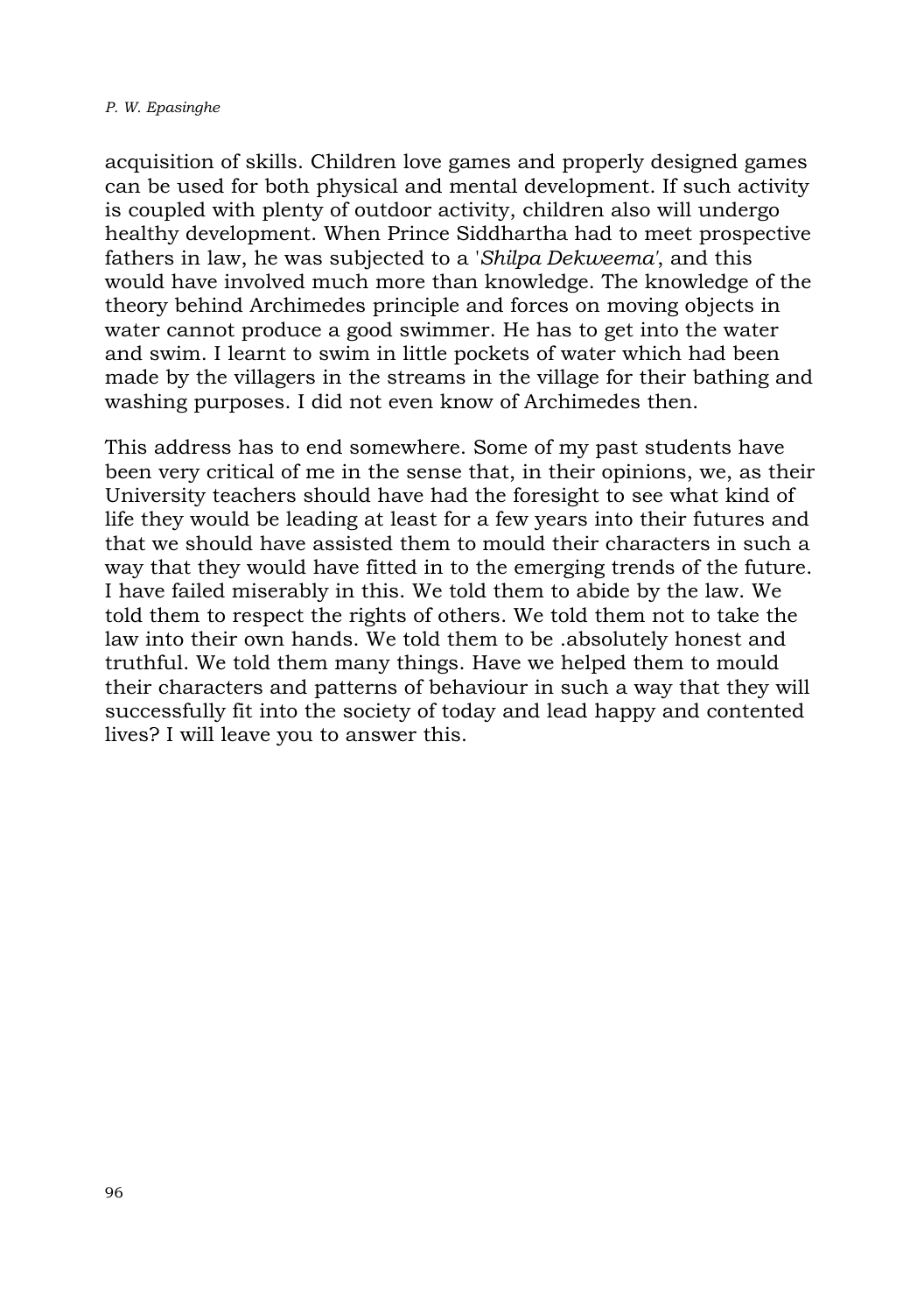acquisition of skills. Children love games and properly designed games can be used for both physical and mental development. If such activity is coupled with plenty of outdoor activity, children also will undergo healthy development. When Prince Siddhartha had to meet prospective fathers in law, he was subjected to a '*Shilpa Dekweema'*, and this would have involved much more than knowledge. The knowledge of the theory behind Archimedes principle and forces on moving objects in water cannot produce a good swimmer. He has to get into the water and swim. I learnt to swim in little pockets of water which had been made by the villagers in the streams in the village for their bathing and washing purposes. I did not even know of Archimedes then.

This address has to end somewhere. Some of my past students have been very critical of me in the sense that, in their opinions, we, as their University teachers should have had the foresight to see what kind of life they would be leading at least for a few years into their futures and that we should have assisted them to mould their characters in such a way that they would have fitted in to the emerging trends of the future. I have failed miserably in this. We told them to abide by the law. We told them to respect the rights of others. We told them not to take the law into their own hands. We told them to be .absolutely honest and truthful. We told them many things. Have we helped them to mould their characters and patterns of behaviour in such a way that they will successfully fit into the society of today and lead happy and contented lives? I will leave you to answer this.